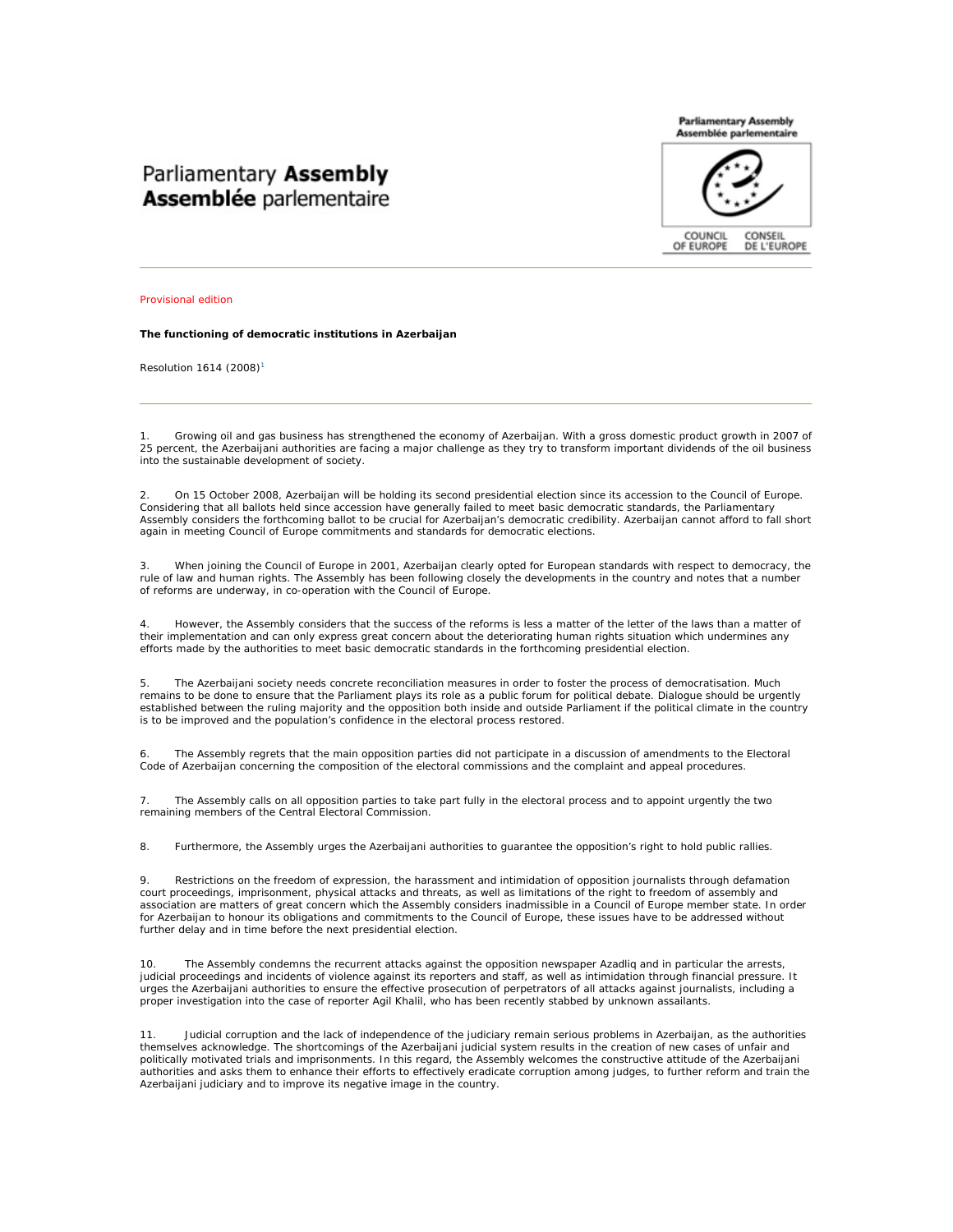Parliamentary **Assembly**
**Assemblée** parlementaire

Provisional edition

**The functioning of democratic institutions in Azerbaijan**

Resolution 1614 (2008)[1]

1. Growing oil and gas business has strengthened the economy of Azerbaijan. With a gross domestic product growth in 2007 of 25 percent, the Azerbaijani authorities are facing a major challenge as they try to transform important dividends of the oil business into the sustainable development of society.

2. On 15 October 2008, Azerbaijan will be holding its second presidential election since its accession to the Council of Europe. Considering that all ballots held since accession have generally failed to meet basic democratic standards, the Parliamentary Assembly considers the forthcoming ballot to be crucial for Azerbaijan's democratic credibility. Azerbaijan cannot afford to fall short again in meeting Council of Europe commitments and standards for democratic elections.

3. When joining the Council of Europe in 2001, Azerbaijan clearly opted for European standards with respect to democracy, the rule of law and human rights. The Assembly has been following closely the developments in the country and notes that a number of reforms are underway, in co-operation with the Council of Europe.

4. However, the Assembly considers that the success of the reforms is less a matter of the letter of the laws than a matter of their implementation and can only express great concern about the deteriorating human rights situation which undermines any efforts made by the authorities to meet basic democratic standards in the forthcoming presidential election.

5. The Azerbaijani society needs concrete reconciliation measures in order to foster the process of democratisation. Much remains to be done to ensure that the Parliament plays its role as a public forum for political debate. Dialogue should be urgently established between the ruling majority and the opposition both inside and outside Parliament if the political climate in the country is to be improved and the population's confidence in the electoral process restored.

6. The Assembly regrets that the main opposition parties did not participate in a discussion of amendments to the Electoral Code of Azerbaijan concerning the composition of the electoral commissions and the complaint and appeal procedures.

7. The Assembly calls on all opposition parties to take part fully in the electoral process and to appoint urgently the two remaining members of the Central Electoral Commission.

8. Furthermore, the Assembly urges the Azerbaijani authorities to guarantee the opposition's right to hold public rallies.

9. Restrictions on the freedom of expression, the harassment and intimidation of opposition journalists through defamation court proceedings, imprisonment, physical attacks and threats, as well as limitations of the right to freedom of assembly and association are matters of great concern which the Assembly considers inadmissible in a Council of Europe member state. In order for Azerbaijan to honour its obligations and commitments to the Council of Europe, these issues have to be addressed without further delay and in time before the next presidential election.

10. The Assembly condemns the recurrent attacks against the opposition newspaper Azadliq and in particular the arrests, judicial proceedings and incidents of violence against its reporters and staff, as well as intimidation through financial pressure. It urges the Azerbaijani authorities to ensure the effective prosecution of perpetrators of all attacks against journalists, including a proper investigation into the case of reporter Agil Khalil, who has been recently stabbed by unknown assailants.

11. Judicial corruption and the lack of independence of the judiciary remain serious problems in Azerbaijan, as the authorities themselves acknowledge. The shortcomings of the Azerbaijani judicial system results in the creation of new cases of unfair and politically motivated trials and imprisonments. In this regard, the Assembly welcomes the constructive attitude of the Azerbaijani authorities and asks them to enhance their efforts to effectively eradicate corruption among judges, to further reform and train the Azerbaijani judiciary and to improve its negative image in the country.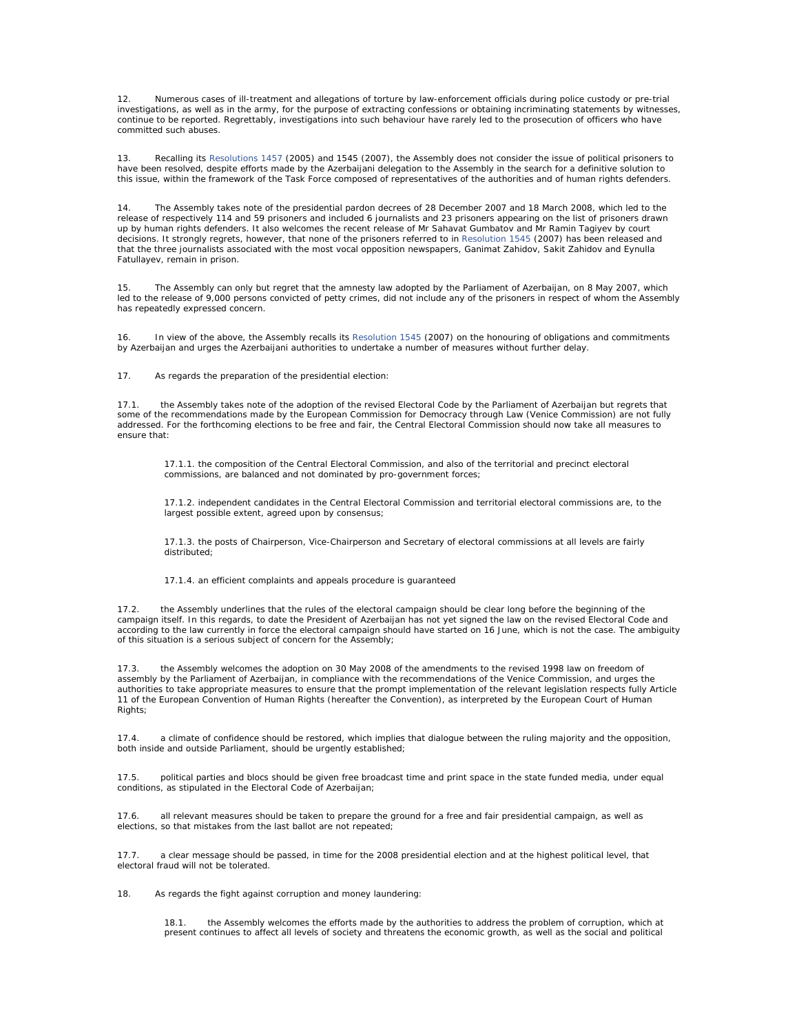12. Numerous cases of ill-treatment and allegations of torture by law-enforcement officials during police custody or pre-trial investigations, as well as in the army, for the purpose of extracting confessions or obtaining incriminating statements by witnesses, continue to be reported. Regrettably, investigations into such behaviour have rarely led to the prosecution of officers who have committed such abuses.

13. Recalling its Resolutions 1457 (2005) and 1545 (2007), the Assembly does not consider the issue of political prisoners to have been resolved, despite efforts made by the Azerbaijani delegation to the Assembly in the search for a definitive solution to this issue, within the framework of the Task Force composed of representatives of the authorities and of human rights defenders.

14. The Assembly takes note of the presidential pardon decrees of 28 December 2007 and 18 March 2008, which led to the release of respectively 114 and 59 prisoners and included 6 journalists and 23 prisoners appearing on the list of prisoners drawn up by human rights defenders. It also welcomes the recent release of Mr Sahavat Gumbatov and Mr Ramin Tagiyev by court decisions. It strongly regrets, however, that none of the prisoners referred to in Resolution 1545 (2007) has been released and that the three journalists associated with the most vocal opposition newspapers, Ganimat Zahidov, Sakit Zahidov and Eynulla Fatullayev, remain in prison.

15. The Assembly can only but regret that the amnesty law adopted by the Parliament of Azerbaijan, on 8 May 2007, which led to the release of 9,000 persons convicted of petty crimes, did not include any of the prisoners in respect of whom the Assembly has repeatedly expressed concern.

16. In view of the above, the Assembly recalls its Resolution 1545 (2007) on the honouring of obligations and commitments by Azerbaijan and urges the Azerbaijani authorities to undertake a number of measures without further delay.

17. As regards the preparation of the presidential election:

17.1. the Assembly takes note of the adoption of the revised Electoral Code by the Parliament of Azerbaijan but regrets that some of the recommendations made by the European Commission for Democracy through Law (Venice Commission) are not fully addressed. For the forthcoming elections to be free and fair, the Central Electoral Commission should now take all measures to ensure that:

> 17.1.1. the composition of the Central Electoral Commission, and also of the territorial and precinct electoral commissions, are balanced and not dominated by pro-government forces;
>
> 17.1.2. independent candidates in the Central Electoral Commission and territorial electoral commissions are, to the largest possible extent, agreed upon by consensus;
>
> 17.1.3. the posts of Chairperson, Vice-Chairperson and Secretary of electoral commissions at all levels are fairly distributed;
>
> 17.1.4. an efficient complaints and appeals procedure is guaranteed

17.2. the Assembly underlines that the rules of the electoral campaign should be clear long before the beginning of the campaign itself. In this regards, to date the President of Azerbaijan has not yet signed the law on the revised Electoral Code and according to the law currently in force the electoral campaign should have started on 16 June, which is not the case. The ambiguity of this situation is a serious subject of concern for the Assembly;

17.3. the Assembly welcomes the adoption on 30 May 2008 of the amendments to the revised 1998 law on freedom of assembly by the Parliament of Azerbaijan, in compliance with the recommendations of the Venice Commission, and urges the authorities to take appropriate measures to ensure that the prompt implementation of the relevant legislation respects fully Article 11 of the European Convention of Human Rights (hereafter the Convention), as interpreted by the European Court of Human Rights;

17.4. a climate of confidence should be restored, which implies that dialogue between the ruling majority and the opposition, both inside and outside Parliament, should be urgently established;

17.5. political parties and blocs should be given free broadcast time and print space in the state funded media, under equal conditions, as stipulated in the Electoral Code of Azerbaijan;

17.6. all relevant measures should be taken to prepare the ground for a free and fair presidential campaign, as well as elections, so that mistakes from the last ballot are not repeated;

17.7. a clear message should be passed, in time for the 2008 presidential election and at the highest political level, that electoral fraud will not be tolerated.

18. As regards the fight against corruption and money laundering:

> 18.1. the Assembly welcomes the efforts made by the authorities to address the problem of corruption, which at present continues to affect all levels of society and threatens the economic growth, as well as the social and political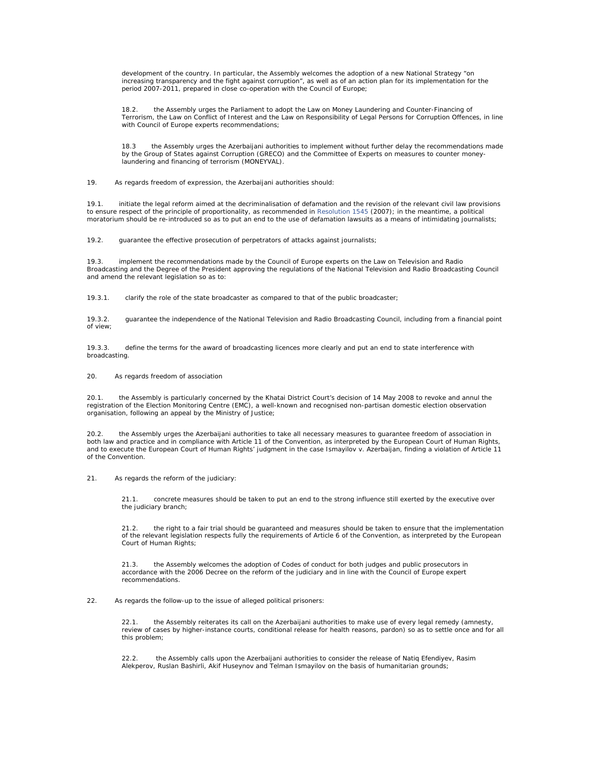development of the country. In particular, the Assembly welcomes the adoption of a new National Strategy "on increasing transparency and the fight against corruption", as well as of an action plan for its implementation for the period 2007-2011, prepared in close co-operation with the Council of Europe;

18.2. the Assembly urges the Parliament to adopt the Law on Money Laundering and Counter-Financing of Terrorism, the Law on Conflict of Interest and the Law on Responsibility of Legal Persons for Corruption Offences, in line with Council of Europe experts recommendations;

18.3 the Assembly urges the Azerbaijani authorities to implement without further delay the recommendations made by the Group of States against Corruption (GRECO) and the Committee of Experts on measures to counter money-laundering and financing of terrorism (MONEYVAL).

19. As regards freedom of expression, the Azerbaijani authorities should:

19.1. initiate the legal reform aimed at the decriminalisation of defamation and the revision of the relevant civil law provisions to ensure respect of the principle of proportionality, as recommended in Resolution 1545 (2007); in the meantime, a political moratorium should be re-introduced so as to put an end to the use of defamation lawsuits as a means of intimidating journalists;

19.2. guarantee the effective prosecution of perpetrators of attacks against journalists;

19.3. implement the recommendations made by the Council of Europe experts on the Law on Television and Radio Broadcasting and the Degree of the President approving the regulations of the National Television and Radio Broadcasting Council and amend the relevant legislation so as to:

19.3.1. clarify the role of the state broadcaster as compared to that of the public broadcaster;

19.3.2. guarantee the independence of the National Television and Radio Broadcasting Council, including from a financial point of view;

19.3.3. define the terms for the award of broadcasting licences more clearly and put an end to state interference with broadcasting.

20. As regards freedom of association

20.1. the Assembly is particularly concerned by the Khatai District Court's decision of 14 May 2008 to revoke and annul the registration of the Election Monitoring Centre (EMC), a well-known and recognised non-partisan domestic election observation organisation, following an appeal by the Ministry of Justice;

20.2. the Assembly urges the Azerbaijani authorities to take all necessary measures to guarantee freedom of association in both law and practice and in compliance with Article 11 of the Convention, as interpreted by the European Court of Human Rights, and to execute the European Court of Human Rights' judgment in the case Ismayilov v. Azerbaijan, finding a violation of Article 11 of the Convention.

21. As regards the reform of the judiciary:

21.1. concrete measures should be taken to put an end to the strong influence still exerted by the executive over the judiciary branch;

21.2. the right to a fair trial should be guaranteed and measures should be taken to ensure that the implementation of the relevant legislation respects fully the requirements of Article 6 of the Convention, as interpreted by the European Court of Human Rights;

21.3. the Assembly welcomes the adoption of Codes of conduct for both judges and public prosecutors in accordance with the 2006 Decree on the reform of the judiciary and in line with the Council of Europe expert recommendations.

22. As regards the follow-up to the issue of alleged political prisoners:

22.1. the Assembly reiterates its call on the Azerbaijani authorities to make use of every legal remedy (amnesty, review of cases by higher-instance courts, conditional release for health reasons, pardon) so as to settle once and for all this problem;

22.2. the Assembly calls upon the Azerbaijani authorities to consider the release of Natiq Efendiyev, Rasim Alekperov, Ruslan Bashirli, Akif Huseynov and Telman Ismayilov on the basis of humanitarian grounds;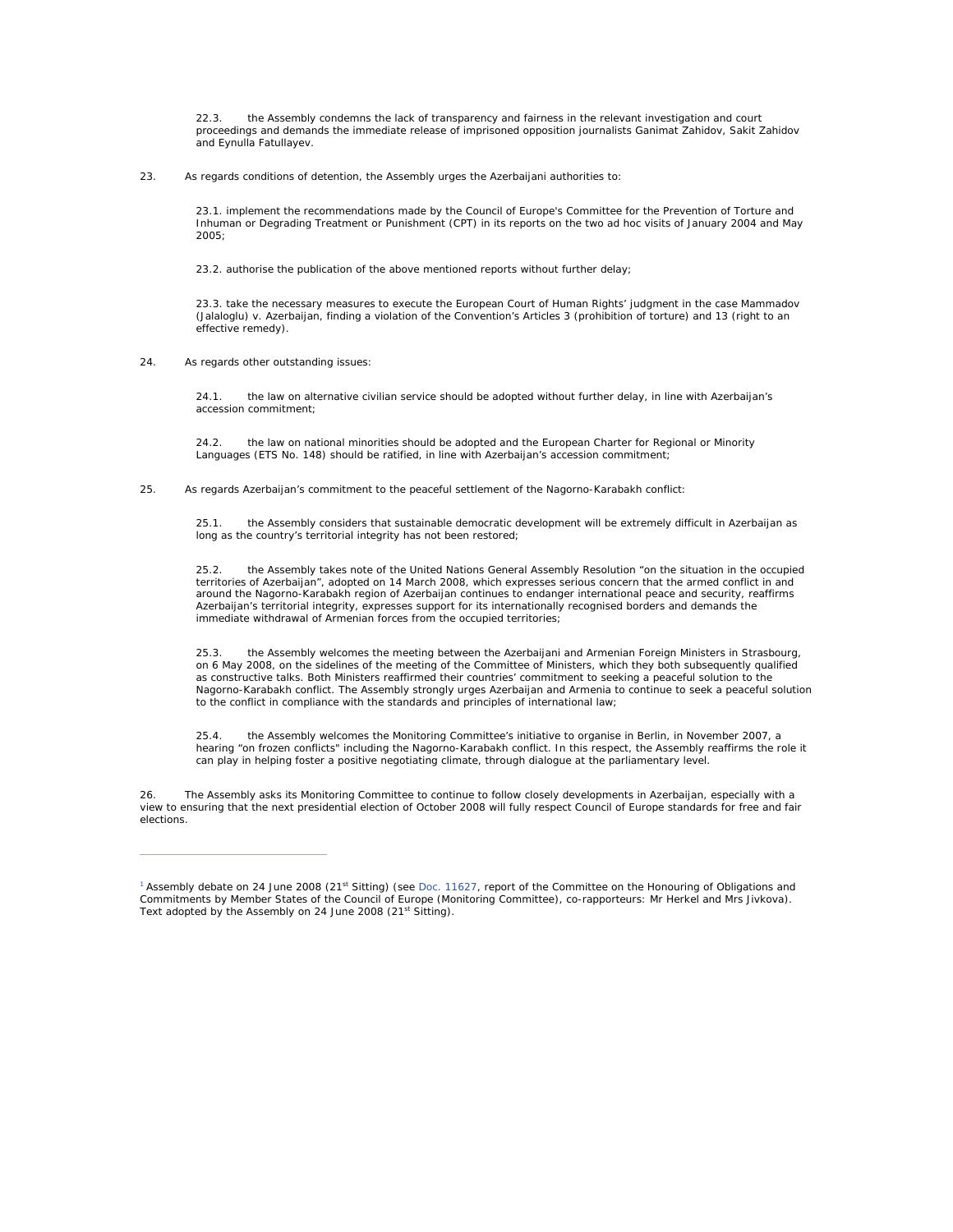22.3. the Assembly condemns the lack of transparency and fairness in the relevant investigation and court proceedings and demands the immediate release of imprisoned opposition journalists Ganimat Zahidov, Sakit Zahidov and Eynulla Fatullayev.

23. As regards conditions of detention, the Assembly urges the Azerbaijani authorities to:

23.1. implement the recommendations made by the Council of Europe's Committee for the Prevention of Torture and Inhuman or Degrading Treatment or Punishment (CPT) in its reports on the two ad hoc visits of January 2004 and May 2005;

23.2. authorise the publication of the above mentioned reports without further delay;

23.3. take the necessary measures to execute the European Court of Human Rights' judgment in the case Mammadov (Jalaloglu) v. Azerbaijan, finding a violation of the Convention's Articles 3 (prohibition of torture) and 13 (right to an effective remedy).

24. As regards other outstanding issues:

24.1. the law on alternative civilian service should be adopted without further delay, in line with Azerbaijan's accession commitment;

24.2. the law on national minorities should be adopted and the European Charter for Regional or Minority Languages (ETS No. 148) should be ratified, in line with Azerbaijan's accession commitment;

25. As regards Azerbaijan's commitment to the peaceful settlement of the Nagorno-Karabakh conflict:

25.1. the Assembly considers that sustainable democratic development will be extremely difficult in Azerbaijan as long as the country's territorial integrity has not been restored;

25.2. the Assembly takes note of the United Nations General Assembly Resolution "on the situation in the occupied territories of Azerbaijan", adopted on 14 March 2008, which expresses serious concern that the armed conflict in and around the Nagorno-Karabakh region of Azerbaijan continues to endanger international peace and security, reaffirms Azerbaijan's territorial integrity, expresses support for its internationally recognised borders and demands the immediate withdrawal of Armenian forces from the occupied territories;

25.3. the Assembly welcomes the meeting between the Azerbaijani and Armenian Foreign Ministers in Strasbourg, on 6 May 2008, on the sidelines of the meeting of the Committee of Ministers, which they both subsequently qualified as constructive talks. Both Ministers reaffirmed their countries' commitment to seeking a peaceful solution to the Nagorno-Karabakh conflict. The Assembly strongly urges Azerbaijan and Armenia to continue to seek a peaceful solution to the conflict in compliance with the standards and principles of international law;

25.4. the Assembly welcomes the Monitoring Committee's initiative to organise in Berlin, in November 2007, a hearing "on frozen conflicts" including the Nagorno-Karabakh conflict. In this respect, the Assembly reaffirms the role it can play in helping foster a positive negotiating climate, through dialogue at the parliamentary level.

26. The Assembly asks its Monitoring Committee to continue to follow closely developments in Azerbaijan, especially with a view to ensuring that the next presidential election of October 2008 will fully respect Council of Europe standards for free and fair elections.

---

[1] Assembly debate on 24 June 2008 (21st Sitting) (see Doc. 11627, report of the Committee on the Honouring of Obligations and Commitments by Member States of the Council of Europe (Monitoring Committee), co-rapporteurs: Mr Herkel and Mrs Jivkova). Text adopted by the Assembly on 24 June 2008 (21st Sitting).